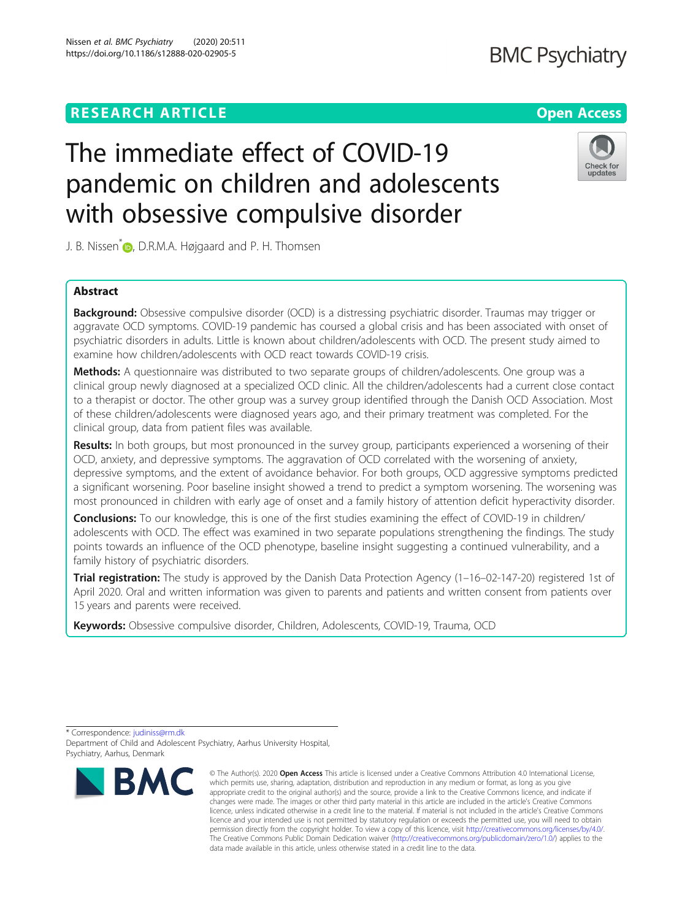RESEARCH ARTICLE

Open Access

# The immediate effect of COVID-19 pandemic on children and adolescents with obsessive compulsive disorder

J. B. Nissen[*], D.R.M.A. Højgaard and P. H. Thomsen

## Abstract

**Background:** Obsessive compulsive disorder (OCD) is a distressing psychiatric disorder. Traumas may trigger or aggravate OCD symptoms. COVID-19 pandemic has coursed a global crisis and has been associated with onset of psychiatric disorders in adults. Little is known about children/adolescents with OCD. The present study aimed to examine how children/adolescents with OCD react towards COVID-19 crisis.

**Methods:** A questionnaire was distributed to two separate groups of children/adolescents. One group was a clinical group newly diagnosed at a specialized OCD clinic. All the children/adolescents had a current close contact to a therapist or doctor. The other group was a survey group identified through the Danish OCD Association. Most of these children/adolescents were diagnosed years ago, and their primary treatment was completed. For the clinical group, data from patient files was available.

**Results:** In both groups, but most pronounced in the survey group, participants experienced a worsening of their OCD, anxiety, and depressive symptoms. The aggravation of OCD correlated with the worsening of anxiety, depressive symptoms, and the extent of avoidance behavior. For both groups, OCD aggressive symptoms predicted a significant worsening. Poor baseline insight showed a trend to predict a symptom worsening. The worsening was most pronounced in children with early age of onset and a family history of attention deficit hyperactivity disorder.

**Conclusions:** To our knowledge, this is one of the first studies examining the effect of COVID-19 in children/adolescents with OCD. The effect was examined in two separate populations strengthening the findings. The study points towards an influence of the OCD phenotype, baseline insight suggesting a continued vulnerability, and a family history of psychiatric disorders.

**Trial registration:** The study is approved by the Danish Data Protection Agency (1–16–02-147-20) registered 1st of April 2020. Oral and written information was given to parents and patients and written consent from patients over 15 years and parents were received.

**Keywords:** Obsessive compulsive disorder, Children, Adolescents, COVID-19, Trauma, OCD

* Correspondence: judiniss@rm.dk
Department of Child and Adolescent Psychiatry, Aarhus University Hospital, Psychiatry, Aarhus, Denmark

© The Author(s). 2020 **Open Access** This article is licensed under a Creative Commons Attribution 4.0 International License, which permits use, sharing, adaptation, distribution and reproduction in any medium or format, as long as you give appropriate credit to the original author(s) and the source, provide a link to the Creative Commons licence, and indicate if changes were made. The images or other third party material in this article are included in the article's Creative Commons licence, unless indicated otherwise in a credit line to the material. If material is not included in the article's Creative Commons licence and your intended use is not permitted by statutory regulation or exceeds the permitted use, you will need to obtain permission directly from the copyright holder. To view a copy of this licence, visit http://creativecommons.org/licenses/by/4.0/. The Creative Commons Public Domain Dedication waiver (http://creativecommons.org/publicdomain/zero/1.0/) applies to the data made available in this article, unless otherwise stated in a credit line to the data.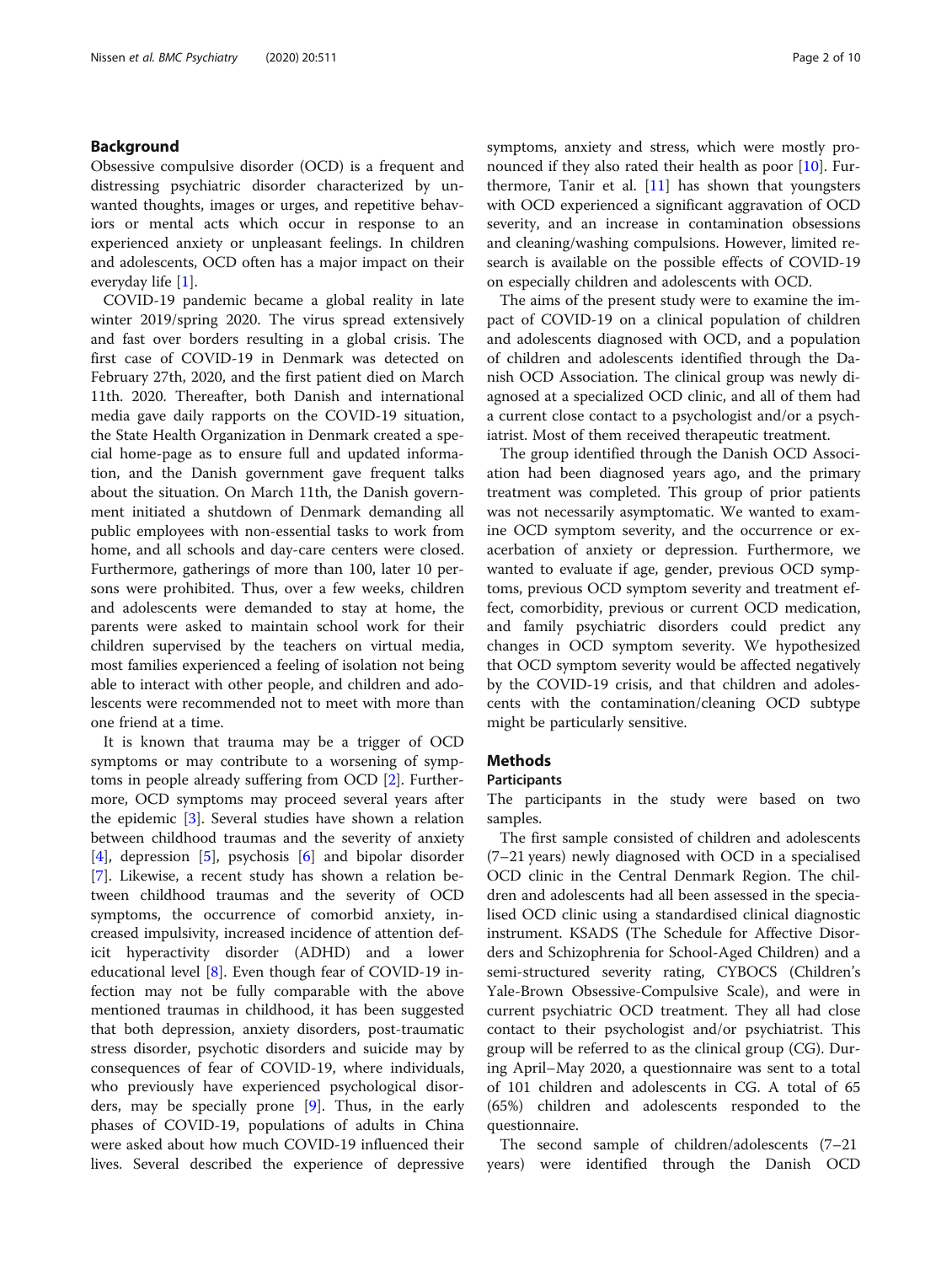## Background

Obsessive compulsive disorder (OCD) is a frequent and distressing psychiatric disorder characterized by unwanted thoughts, images or urges, and repetitive behaviors or mental acts which occur in response to an experienced anxiety or unpleasant feelings. In children and adolescents, OCD often has a major impact on their everyday life [1].

COVID-19 pandemic became a global reality in late winter 2019/spring 2020. The virus spread extensively and fast over borders resulting in a global crisis. The first case of COVID-19 in Denmark was detected on February 27th, 2020, and the first patient died on March 11th. 2020. Thereafter, both Danish and international media gave daily rapports on the COVID-19 situation, the State Health Organization in Denmark created a special home-page as to ensure full and updated information, and the Danish government gave frequent talks about the situation. On March 11th, the Danish government initiated a shutdown of Denmark demanding all public employees with non-essential tasks to work from home, and all schools and day-care centers were closed. Furthermore, gatherings of more than 100, later 10 persons were prohibited. Thus, over a few weeks, children and adolescents were demanded to stay at home, the parents were asked to maintain school work for their children supervised by the teachers on virtual media, most families experienced a feeling of isolation not being able to interact with other people, and children and adolescents were recommended not to meet with more than one friend at a time.

It is known that trauma may be a trigger of OCD symptoms or may contribute to a worsening of symptoms in people already suffering from OCD [2]. Furthermore, OCD symptoms may proceed several years after the epidemic [3]. Several studies have shown a relation between childhood traumas and the severity of anxiety [4], depression [5], psychosis [6] and bipolar disorder [7]. Likewise, a recent study has shown a relation between childhood traumas and the severity of OCD symptoms, the occurrence of comorbid anxiety, increased impulsivity, increased incidence of attention deficit hyperactivity disorder (ADHD) and a lower educational level [8]. Even though fear of COVID-19 infection may not be fully comparable with the above mentioned traumas in childhood, it has been suggested that both depression, anxiety disorders, post-traumatic stress disorder, psychotic disorders and suicide may by consequences of fear of COVID-19, where individuals, who previously have experienced psychological disorders, may be specially prone [9]. Thus, in the early phases of COVID-19, populations of adults in China were asked about how much COVID-19 influenced their lives. Several described the experience of depressive symptoms, anxiety and stress, which were mostly pronounced if they also rated their health as poor [10]. Furthermore, Tanir et al. [11] has shown that youngsters with OCD experienced a significant aggravation of OCD severity, and an increase in contamination obsessions and cleaning/washing compulsions. However, limited research is available on the possible effects of COVID-19 on especially children and adolescents with OCD.

The aims of the present study were to examine the impact of COVID-19 on a clinical population of children and adolescents diagnosed with OCD, and a population of children and adolescents identified through the Danish OCD Association. The clinical group was newly diagnosed at a specialized OCD clinic, and all of them had a current close contact to a psychologist and/or a psychiatrist. Most of them received therapeutic treatment.

The group identified through the Danish OCD Association had been diagnosed years ago, and the primary treatment was completed. This group of prior patients was not necessarily asymptomatic. We wanted to examine OCD symptom severity, and the occurrence or exacerbation of anxiety or depression. Furthermore, we wanted to evaluate if age, gender, previous OCD symptoms, previous OCD symptom severity and treatment effect, comorbidity, previous or current OCD medication, and family psychiatric disorders could predict any changes in OCD symptom severity. We hypothesized that OCD symptom severity would be affected negatively by the COVID-19 crisis, and that children and adolescents with the contamination/cleaning OCD subtype might be particularly sensitive.

## Methods

### Participants

The participants in the study were based on two samples.

The first sample consisted of children and adolescents (7–21 years) newly diagnosed with OCD in a specialised OCD clinic in the Central Denmark Region. The children and adolescents had all been assessed in the specialised OCD clinic using a standardised clinical diagnostic instrument. KSADS (The Schedule for Affective Disorders and Schizophrenia for School-Aged Children) and a semi-structured severity rating, CYBOCS (Children's Yale-Brown Obsessive-Compulsive Scale), and were in current psychiatric OCD treatment. They all had close contact to their psychologist and/or psychiatrist. This group will be referred to as the clinical group (CG). During April–May 2020, a questionnaire was sent to a total of 101 children and adolescents in CG. A total of 65 (65%) children and adolescents responded to the questionnaire.

The second sample of children/adolescents (7–21 years) were identified through the Danish OCD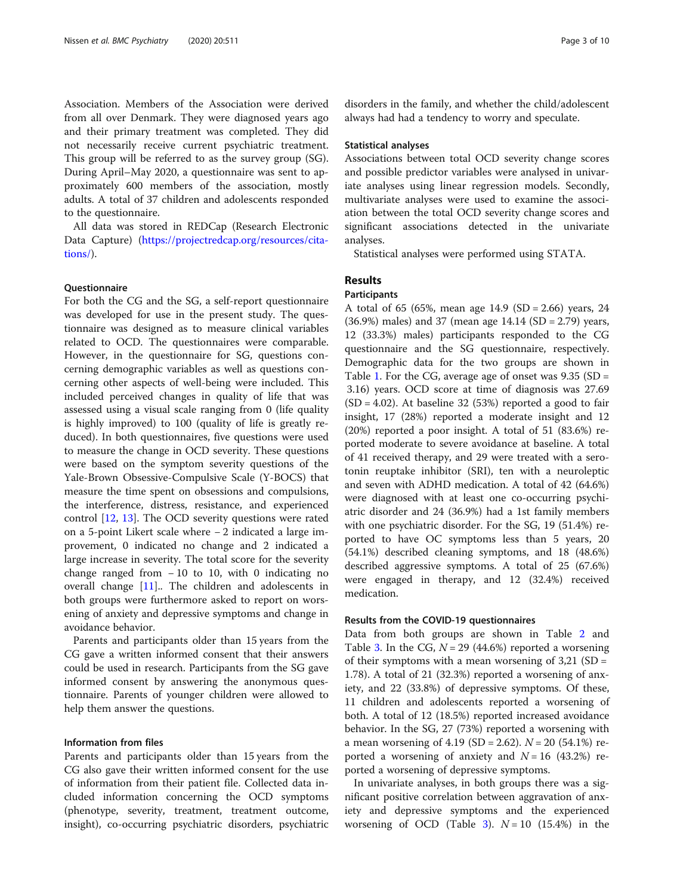Association. Members of the Association were derived from all over Denmark. They were diagnosed years ago and their primary treatment was completed. They did not necessarily receive current psychiatric treatment. This group will be referred to as the survey group (SG). During April–May 2020, a questionnaire was sent to approximately 600 members of the association, mostly adults. A total of 37 children and adolescents responded to the questionnaire.

All data was stored in REDCap (Research Electronic Data Capture) (https://projectredcap.org/resources/citations/).

### Questionnaire

For both the CG and the SG, a self-report questionnaire was developed for use in the present study. The questionnaire was designed as to measure clinical variables related to OCD. The questionnaires were comparable. However, in the questionnaire for SG, questions concerning demographic variables as well as questions concerning other aspects of well-being were included. This included perceived changes in quality of life that was assessed using a visual scale ranging from 0 (life quality is highly improved) to 100 (quality of life is greatly reduced). In both questionnaires, five questions were used to measure the change in OCD severity. These questions were based on the symptom severity questions of the Yale-Brown Obsessive-Compulsive Scale (Y-BOCS) that measure the time spent on obsessions and compulsions, the interference, distress, resistance, and experienced control [12, 13]. The OCD severity questions were rated on a 5-point Likert scale where − 2 indicated a large improvement, 0 indicated no change and 2 indicated a large increase in severity. The total score for the severity change ranged from − 10 to 10, with 0 indicating no overall change [11].. The children and adolescents in both groups were furthermore asked to report on worsening of anxiety and depressive symptoms and change in avoidance behavior.

Parents and participants older than 15 years from the CG gave a written informed consent that their answers could be used in research. Participants from the SG gave informed consent by answering the anonymous questionnaire. Parents of younger children were allowed to help them answer the questions.

### Information from files

Parents and participants older than 15 years from the CG also gave their written informed consent for the use of information from their patient file. Collected data included information concerning the OCD symptoms (phenotype, severity, treatment, treatment outcome, insight), co-occurring psychiatric disorders, psychiatric disorders in the family, and whether the child/adolescent always had had a tendency to worry and speculate.

### Statistical analyses

Associations between total OCD severity change scores and possible predictor variables were analysed in univariate analyses using linear regression models. Secondly, multivariate analyses were used to examine the association between the total OCD severity change scores and significant associations detected in the univariate analyses.

Statistical analyses were performed using STATA.

## Results

### Participants

A total of 65 (65%, mean age 14.9 (SD = 2.66) years, 24 (36.9%) males) and 37 (mean age 14.14 (SD = 2.79) years, 12 (33.3%) males) participants responded to the CG questionnaire and the SG questionnaire, respectively. Demographic data for the two groups are shown in Table 1. For the CG, average age of onset was 9.35 (SD = 3.16) years. OCD score at time of diagnosis was 27.69 (SD = 4.02). At baseline 32 (53%) reported a good to fair insight, 17 (28%) reported a moderate insight and 12 (20%) reported a poor insight. A total of 51 (83.6%) reported moderate to severe avoidance at baseline. A total of 41 received therapy, and 29 were treated with a serotonin reuptake inhibitor (SRI), ten with a neuroleptic and seven with ADHD medication. A total of 42 (64.6%) were diagnosed with at least one co-occurring psychiatric disorder and 24 (36.9%) had a 1st family members with one psychiatric disorder. For the SG, 19 (51.4%) reported to have OC symptoms less than 5 years, 20 (54.1%) described cleaning symptoms, and 18 (48.6%) described aggressive symptoms. A total of 25 (67.6%) were engaged in therapy, and 12 (32.4%) received medication.

### Results from the COVID-19 questionnaires

Data from both groups are shown in Table 2 and Table 3. In the CG, $N = 29$ (44.6%) reported a worsening of their symptoms with a mean worsening of 3,21 (SD = 1.78). A total of 21 (32.3%) reported a worsening of anxiety, and 22 (33.8%) of depressive symptoms. Of these, 11 children and adolescents reported a worsening of both. A total of 12 (18.5%) reported increased avoidance behavior. In the SG, 27 (73%) reported a worsening with a mean worsening of 4.19 (SD = 2.62). $N = 20$ (54.1%) reported a worsening of anxiety and $N = 16$ (43.2%) reported a worsening of depressive symptoms.

In univariate analyses, in both groups there was a significant positive correlation between aggravation of anxiety and depressive symptoms and the experienced worsening of OCD (Table 3). $N = 10$ (15.4%) in the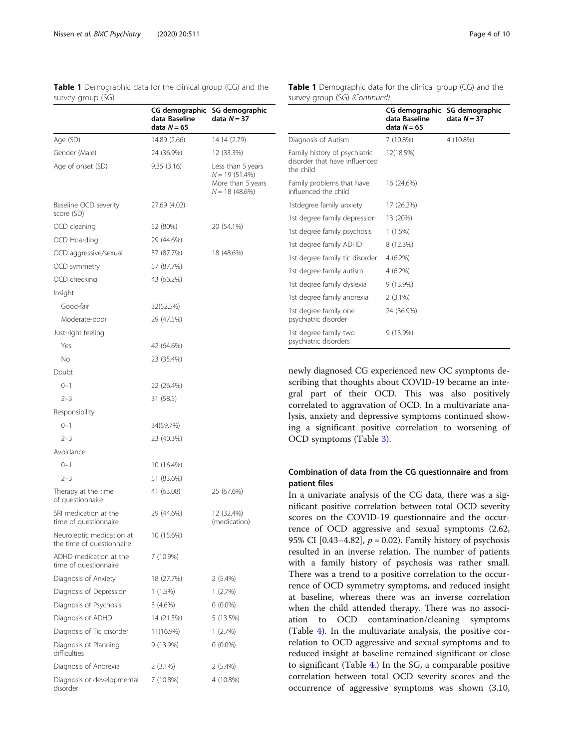**Table 1** Demographic data for the clinical group (CG) and the survey group (SG)

| | CG demographic data Baseline data $N = 65$ | SG demographic data $N = 37$ |
|---|---|---|
| Age (SD) | 14.89 (2.66) | 14.14 (2.79) |
| Gender (Male) | 24 (36.9%) | 12 (33.3%) |
| Age of onset (SD) | 9.35 (3.16) | Less than 5 years $N = 19$ (51.4%) More than 5 years $N = 18$ (48.6%) |
| Baseline OCD severity score (SD) | 27.69 (4.02) | |
| OCD cleaning | 52 (80%) | 20 (54.1%) |
| OCD Hoarding | 29 (44.6%) | |
| OCD aggressive/sexual | 57 (87.7%) | 18 (48.6%) |
| OCD symmetry | 57 (87.7%) | |
| OCD checking | 43 (66.2%) | |
| Insight | | |
| Good-fair | 32(52.5%) | |
| Moderate-poor | 29 (47.5%) | |
| Just-right feeling | | |
| Yes | 42 (64.6%) | |
| No | 23 (35.4%) | |
| Doubt | | |
| 0–1 | 22 (26.4%) | |
| 2–3 | 31 (58.5) | |
| Responsibility | | |
| 0–1 | 34(59.7%) | |
| 2–3 | 23 (40.3%) | |
| Avoidance | | |
| 0–1 | 10 (16.4%) | |
| 2–3 | 51 (83.6%) | |
| Therapy at the time of questionnaire | 41 (63.08) | 25 (67.6%) |
| SRI medication at the time of questionnaire | 29 (44.6%) | 12 (32.4%) (medication) |
| Neuroleptic medication at the time of questionnaire | 10 (15.6%) | |
| ADHD medication at the time of questionnaire | 7 (10.9%) | |
| Diagnosis of Anxiety | 18 (27.7%) | 2 (5.4%) |
| Diagnosis of Depression | 1 (1.5%) | 1 (2.7%) |
| Diagnosis of Psychosis | 3 (4.6%) | 0 (0.0%) |
| Diagnosis of ADHD | 14 (21.5%) | 5 (13.5%) |
| Diagnosis of Tic disorder | 11(16.9%) | 1 (2.7%) |
| Diagnosis of Planning difficulties | 9 (13.9%) | 0 (0.0%) |
| Diagnosis of Anorexia | 2 (3.1%) | 2 (5.4%) |
| Diagnosis of developmental disorder | 7 (10.8%) | 4 (10.8%) |
| Diagnosis of Autism | 7 (10.8%) | 4 (10.8%) |
| Family history of psychiatric disorder that have influenced the child | 12(18.5%) | |
| Family problems that have influenced the child | 16 (24.6%) | |
| 1stdegree family anxiety | 17 (26.2%) | |
| 1st degree family depression | 13 (20%) | |
| 1st degree family psychosis | 1 (1.5%) | |
| 1st degree family ADHD | 8 (12.3%) | |
| 1st degree family tic disorder | 4 (6.2%) | |
| 1st degree family autism | 4 (6.2%) | |
| 1st degree family dyslexia | 9 (13.9%) | |
| 1st degree family anorexia | 2 (3.1%) | |
| 1st degree family one psychiatric disorder | 24 (36.9%) | |
| 1st degree family two psychiatric disorders | 9 (13.9%) | |

newly diagnosed CG experienced new OC symptoms describing that thoughts about COVID-19 became an integral part of their OCD. This was also positively correlated to aggravation of OCD. In a multivariate analysis, anxiety and depressive symptoms continued showing a significant positive correlation to worsening of OCD symptoms (Table 3).

### Combination of data from the CG questionnaire and from patient files

In a univariate analysis of the CG data, there was a significant positive correlation between total OCD severity scores on the COVID-19 questionnaire and the occurrence of OCD aggressive and sexual symptoms (2.62, 95% CI [0.43–4.82], $p = 0.02$). Family history of psychosis resulted in an inverse relation. The number of patients with a family history of psychosis was rather small. There was a trend to a positive correlation to the occurrence of OCD symmetry symptoms, and reduced insight at baseline, whereas there was an inverse correlation when the child attended therapy. There was no association to OCD contamination/cleaning symptoms (Table 4). In the multivariate analysis, the positive correlation to OCD aggressive and sexual symptoms and to reduced insight at baseline remained significant or close to significant (Table 4.) In the SG, a comparable positive correlation between total OCD severity scores and the occurrence of aggressive symptoms was shown (3.10,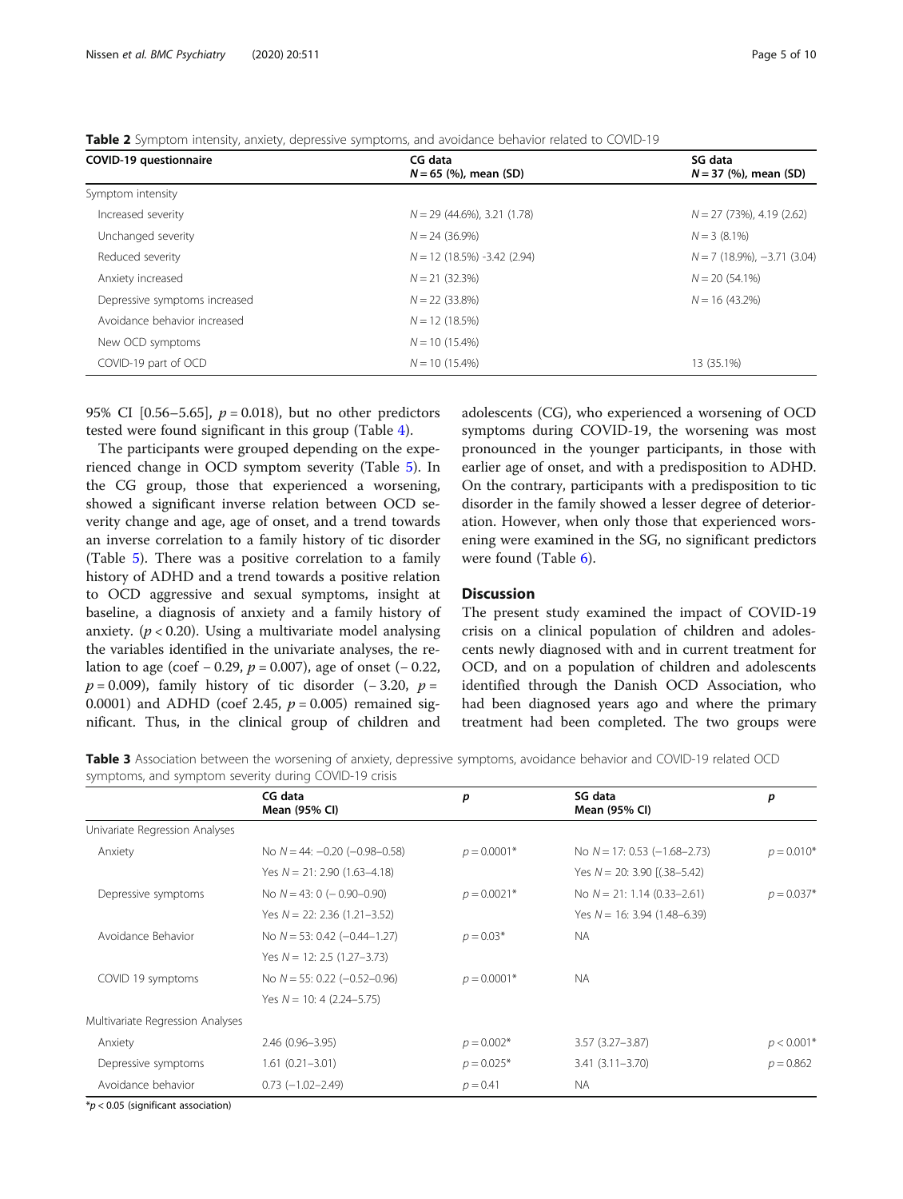**Table 2** Symptom intensity, anxiety, depressive symptoms, and avoidance behavior related to COVID-19

| COVID-19 questionnaire | CG data $N = 65$ (%), mean (SD) | SG data $N = 37$ (%), mean (SD) |
|---|---|---|
| Symptom intensity | | |
| Increased severity | $N = 29$ (44.6%), 3.21 (1.78) | $N = 27$ (73%), 4.19 (2.62) |
| Unchanged severity | $N = 24$ (36.9%) | $N = 3$ (8.1%) |
| Reduced severity | $N = 12$ (18.5%) -3.42 (2.94) | $N = 7$ (18.9%), −3.71 (3.04) |
| Anxiety increased | $N = 21$ (32.3%) | $N = 20$ (54.1%) |
| Depressive symptoms increased | $N = 22$ (33.8%) | $N = 16$ (43.2%) |
| Avoidance behavior increased | $N = 12$ (18.5%) | |
| New OCD symptoms | $N = 10$ (15.4%) | |
| COVID-19 part of OCD | $N = 10$ (15.4%) | 13 (35.1%) |

95% CI [0.56–5.65], $p = 0.018$), but no other predictors tested were found significant in this group (Table 4).

The participants were grouped depending on the experienced change in OCD symptom severity (Table 5). In the CG group, those that experienced a worsening, showed a significant inverse relation between OCD severity change and age, age of onset, and a trend towards an inverse correlation to a family history of tic disorder (Table 5). There was a positive correlation to a family history of ADHD and a trend towards a positive relation to OCD aggressive and sexual symptoms, insight at baseline, a diagnosis of anxiety and a family history of anxiety. ($p < 0.20$). Using a multivariate model analysing the variables identified in the univariate analyses, the relation to age (coef − 0.29, $p = 0.007$), age of onset (− 0.22, $p = 0.009$), family history of tic disorder (− 3.20, $p = 0.0001$) and ADHD (coef 2.45, $p = 0.005$) remained significant. Thus, in the clinical group of children and adolescents (CG), who experienced a worsening of OCD symptoms during COVID-19, the worsening was most pronounced in the younger participants, in those with earlier age of onset, and with a predisposition to ADHD. On the contrary, participants with a predisposition to tic disorder in the family showed a lesser degree of deterioration. However, when only those that experienced worsening were examined in the SG, no significant predictors were found (Table 6).

## Discussion

The present study examined the impact of COVID-19 crisis on a clinical population of children and adolescents newly diagnosed with and in current treatment for OCD, and on a population of children and adolescents identified through the Danish OCD Association, who had been diagnosed years ago and where the primary treatment had been completed. The two groups were

**Table 3** Association between the worsening of anxiety, depressive symptoms, avoidance behavior and COVID-19 related OCD symptoms, and symptom severity during COVID-19 crisis

| | CG data Mean (95% CI) | p | SG data Mean (95% CI) | p |
|---|---|---|---|---|
| Univariate Regression Analyses | | | | |
| Anxiety | No $N = 44$: −0.20 (−0.98–0.58) | $p = 0.0001$* | No $N = 17$: 0.53 (−1.68–2.73) | $p = 0.010$* |
| | Yes $N = 21$: 2.90 (1.63–4.18) | | Yes $N = 20$: 3.90 [(.38–5.42) | |
| Depressive symptoms | No $N = 43$: 0 (− 0.90–0.90) | $p = 0.0021$* | No $N = 21$: 1.14 (0.33–2.61) | $p = 0.037$* |
| | Yes $N = 22$: 2.36 (1.21–3.52) | | Yes $N = 16$: 3.94 (1.48–6.39) | |
| Avoidance Behavior | No $N = 53$: 0.42 (−0.44–1.27) | $p = 0.03$* | NA | |
| | Yes $N = 12$: 2.5 (1.27–3.73) | | | |
| COVID 19 symptoms | No $N = 55$: 0.22 (−0.52–0.96) | $p = 0.0001$* | NA | |
| | Yes $N = 10$: 4 (2.24–5.75) | | | |
| Multivariate Regression Analyses | | | | |
| Anxiety | 2.46 (0.96–3.95) | $p = 0.002$* | 3.57 (3.27–3.87) | $p < 0.001$* |
| Depressive symptoms | 1.61 (0.21–3.01) | $p = 0.025$* | 3.41 (3.11–3.70) | $p = 0.862$ |
| Avoidance behavior | 0.73 (−1.02–2.49) | $p = 0.41$ | NA | |

*$p < 0.05$ (significant association)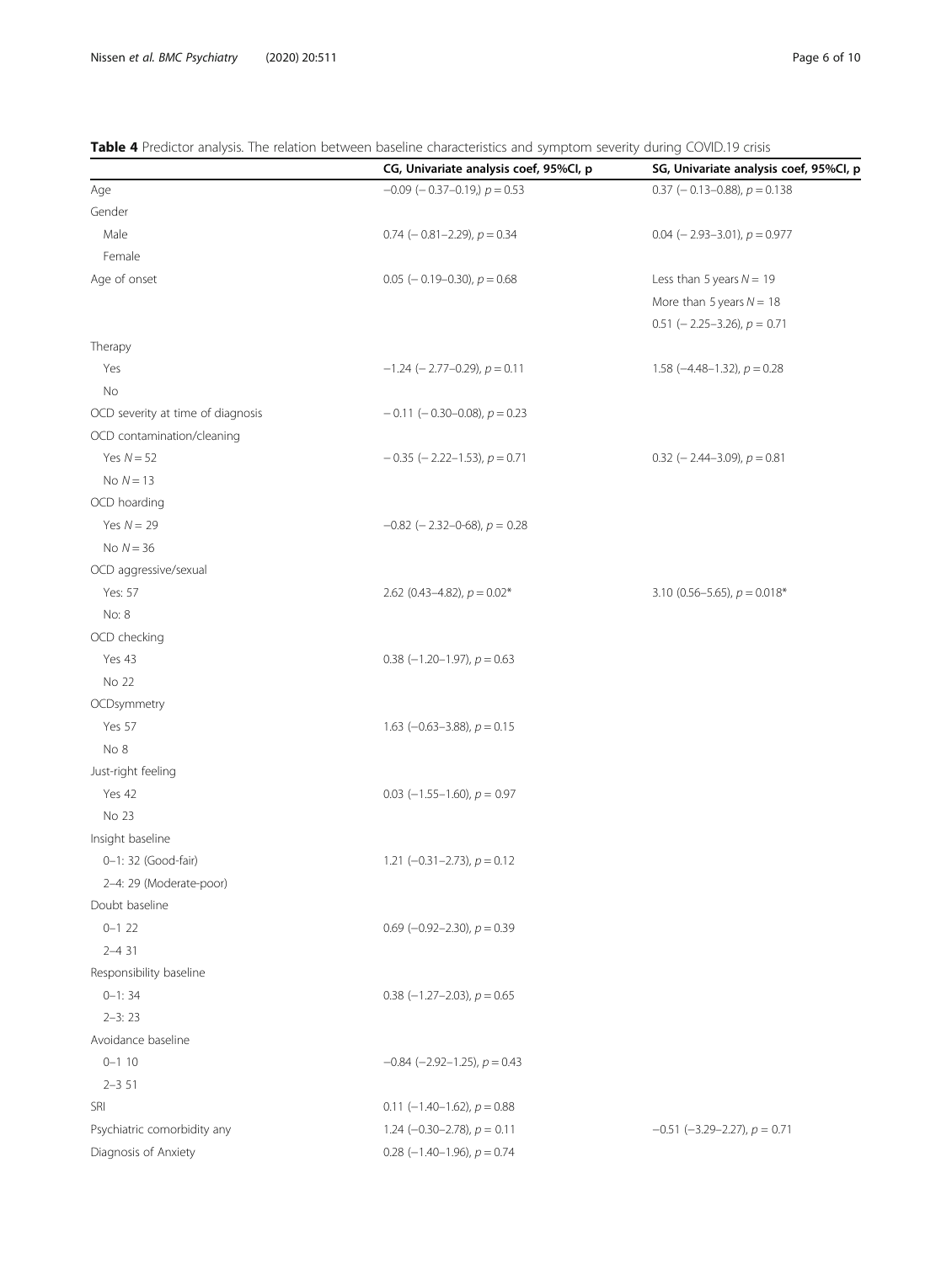**Table 4** Predictor analysis. The relation between baseline characteristics and symptom severity during COVID.19 crisis

| | CG, Univariate analysis coef, 95%CI, p | SG, Univariate analysis coef, 95%CI, p |
|---|---|---|
| Age | −0.09 (− 0.37–0.19,) $p = 0.53$ | 0.37 (− 0.13–0.88), $p = 0.138$ |
| Gender | | |
| Male | 0.74 (− 0.81–2.29), $p = 0.34$ | 0.04 (− 2.93–3.01), $p = 0.977$ |
| Female | | |
| Age of onset | 0.05 (− 0.19–0.30), $p = 0.68$ | Less than 5 years $N = 19$ |
| | | More than 5 years $N = 18$ |
| | | 0.51 (− 2.25–3.26), $p = 0.71$ |
| Therapy | | |
| Yes | −1.24 (− 2.77–0.29), $p = 0.11$ | 1.58 (−4.48–1.32), $p = 0.28$ |
| No | | |
| OCD severity at time of diagnosis | − 0.11 (− 0.30–0.08), $p = 0.23$ | |
| OCD contamination/cleaning | | |
| Yes $N = 52$ | − 0.35 (− 2.22–1.53), $p = 0.71$ | 0.32 (− 2.44–3.09), $p = 0.81$ |
| No $N = 13$ | | |
| OCD hoarding | | |
| Yes $N = 29$ | −0.82 (− 2.32–0-68), $p = 0.28$ | |
| No $N = 36$ | | |
| OCD aggressive/sexual | | |
| Yes: 57 | 2.62 (0.43–4.82), $p = 0.02$* | 3.10 (0.56–5.65), $p = 0.018$* |
| No: 8 | | |
| OCD checking | | |
| Yes 43 | 0.38 (−1.20–1.97), $p = 0.63$ | |
| No 22 | | |
| OCDsymmetry | | |
| Yes 57 | 1.63 (−0.63–3.88), $p = 0.15$ | |
| No 8 | | |
| Just-right feeling | | |
| Yes 42 | 0.03 (−1.55–1.60), $p = 0.97$ | |
| No 23 | | |
| Insight baseline | | |
| 0–1: 32 (Good-fair) | 1.21 (−0.31–2.73), $p = 0.12$ | |
| 2–4: 29 (Moderate-poor) | | |
| Doubt baseline | | |
| 0–1 22 | 0.69 (−0.92–2.30), $p = 0.39$ | |
| 2–4 31 | | |
| Responsibility baseline | | |
| 0–1: 34 | 0.38 (−1.27–2.03), $p = 0.65$ | |
| 2–3: 23 | | |
| Avoidance baseline | | |
| 0–1 10 | −0.84 (−2.92–1.25), $p = 0.43$ | |
| 2–3 51 | | |
| SRI | 0.11 (−1.40–1.62), $p = 0.88$ | |
| Psychiatric comorbidity any | 1.24 (−0.30–2.78), $p = 0.11$ | −0.51 (−3.29–2.27), $p = 0.71$ |
| Diagnosis of Anxiety | 0.28 (−1.40–1.96), $p = 0.74$ | |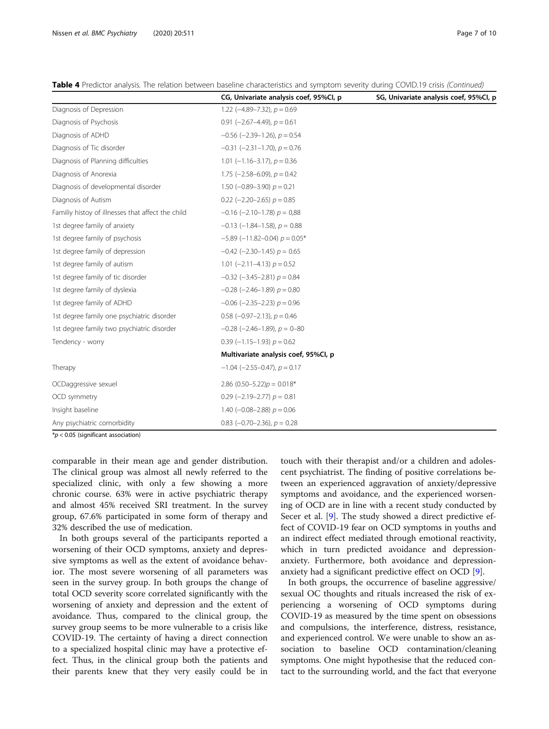**Table 4** Predictor analysis. The relation between baseline characteristics and symptom severity during COVID.19 crisis *(Continued)*

| | CG, Univariate analysis coef, 95%CI, p | SG, Univariate analysis coef, 95%CI, p |
|---|---|---|
| Diagnosis of Depression | 1.22 (−4.89–7.32), $p = 0.69$ | |
| Diagnosis of Psychosis | 0.91 (−2.67–4.49), $p = 0.61$ | |
| Diagnosis of ADHD | −0.56 (−2.39–1.26), $p = 0.54$ | |
| Diagnosis of Tic disorder | −0.31 (−2.31–1.70), $p = 0.76$ | |
| Diagnosis of Planning difficulties | 1.01 (−1.16–3.17), $p = 0.36$ | |
| Diagnosis of Anorexia | 1.75 (−2.58–6.09), $p = 0.42$ | |
| Diagnosis of developmental disorder | 1.50 (−0.89–3.90) $p = 0.21$ | |
| Diagnosis of Autism | 0.22 (−2.20–2.65) $p = 0.85$ | |
| Familiy histoy of illnesses that affect the child | −0.16 (−2.10–1.78) $p = 0{,}88$ | |
| 1st degree family of anxiety | −0.13 (−1.84–1.58), $p = 0.88$ | |
| 1st degree family of psychosis | −5.89 (−11.82–0.04) $p = 0.05$* | |
| 1st degree family of depression | −0.42 (−2.30–1.45) $p = 0.65$ | |
| 1st degree family of autism | 1.01 (−2.11–4.13) $p = 0.52$ | |
| 1st degree family of tic disorder | −0.32 (−3.45–2.81) $p = 0.84$ | |
| 1st degree family of dyslexia | −0.28 (−2.46–1.89) $p = 0.80$ | |
| 1st degree family of ADHD | −0.06 (−2.35–2.23) $p = 0.96$ | |
| 1st degree family one psychiatric disorder | 0.58 (−0.97–2.13), $p = 0.46$ | |
| 1st degree family two psychiatric disorder | −0.28 (−2.46–1.89), $p =$ 0–80 | |
| Tendency - worry | 0.39 (−1.15–1.93) $p = 0.62$ | |
| | **Multivariate analysis coef, 95%CI, p** | |
| Therapy | −1.04 (−2.55–0.47), $p = 0.17$ | |
| OCDaggressive sexuel | 2.86 (0.50–5.22)$p = 0.018$* | |
| OCD symmetry | 0.29 (−2.19–2.77) $p = 0.81$ | |
| Insight baseline | 1.40 (−0.08–2.88) $p = 0.06$ | |
| Any psychiatric comorbidity | 0.83 (−0.70–2.36), $p = 0.28$ | |

*$p < 0.05$ (significant association)

comparable in their mean age and gender distribution. The clinical group was almost all newly referred to the specialized clinic, with only a few showing a more chronic course. 63% were in active psychiatric therapy and almost 45% received SRI treatment. In the survey group, 67.6% participated in some form of therapy and 32% described the use of medication.

In both groups several of the participants reported a worsening of their OCD symptoms, anxiety and depressive symptoms as well as the extent of avoidance behavior. The most severe worsening of all parameters was seen in the survey group. In both groups the change of total OCD severity score correlated significantly with the worsening of anxiety and depression and the extent of avoidance. Thus, compared to the clinical group, the survey group seems to be more vulnerable to a crisis like COVID-19. The certainty of having a direct connection to a specialized hospital clinic may have a protective effect. Thus, in the clinical group both the patients and their parents knew that they very easily could be in touch with their therapist and/or a children and adolescent psychiatrist. The finding of positive correlations between an experienced aggravation of anxiety/depressive symptoms and avoidance, and the experienced worsening of OCD are in line with a recent study conducted by Secer et al. [9]. The study showed a direct predictive effect of COVID-19 fear on OCD symptoms in youths and an indirect effect mediated through emotional reactivity, which in turn predicted avoidance and depression-anxiety. Furthermore, both avoidance and depression-anxiety had a significant predictive effect on OCD [9].

In both groups, the occurrence of baseline aggressive/sexual OC thoughts and rituals increased the risk of experiencing a worsening of OCD symptoms during COVID-19 as measured by the time spent on obsessions and compulsions, the interference, distress, resistance, and experienced control. We were unable to show an association to baseline OCD contamination/cleaning symptoms. One might hypothesise that the reduced contact to the surrounding world, and the fact that everyone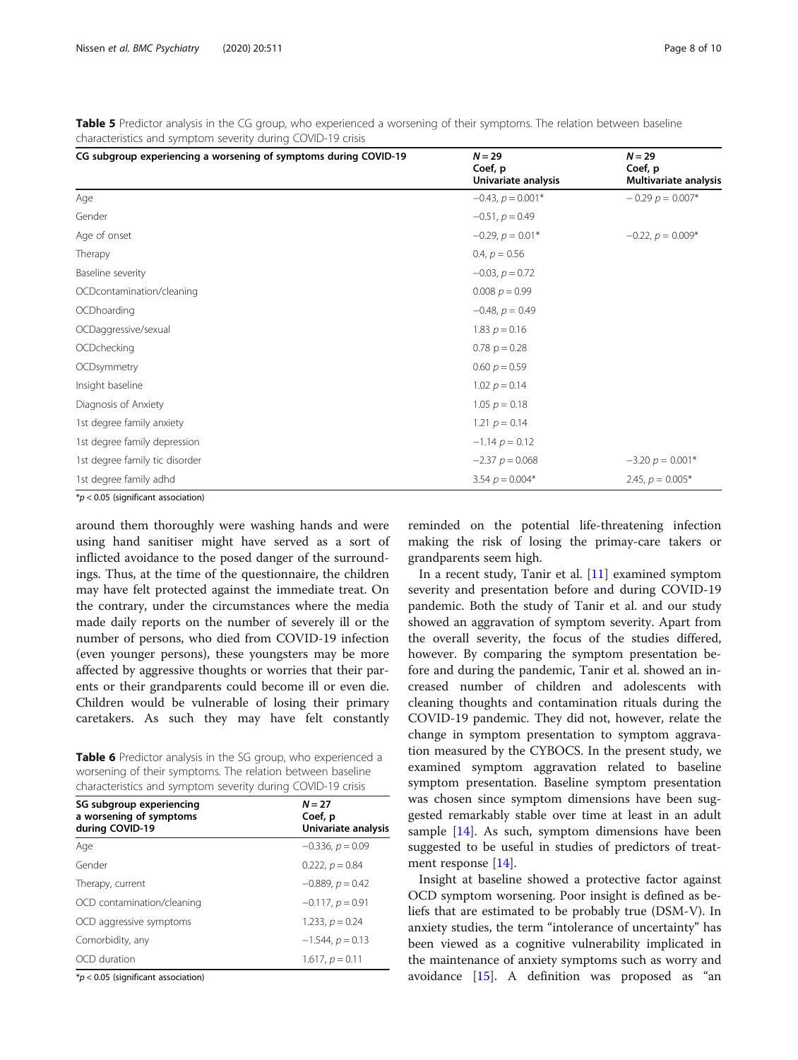**Table 5** Predictor analysis in the CG group, who experienced a worsening of their symptoms. The relation between baseline characteristics and symptom severity during COVID-19 crisis

| CG subgroup experiencing a worsening of symptoms during COVID-19 | $N = 29$ Coef, p Univariate analysis | $N = 29$ Coef, p Multivariate analysis |
|---|---|---|
| Age | $-0.43$, $p = 0.001$* | $-0.29$ $p = 0.007$* |
| Gender | $-0.51$, $p = 0.49$ | |
| Age of onset | $-0.29$, $p = 0.01$* | $-0.22$, $p = 0.009$* |
| Therapy | 0.4, $p = 0.56$ | |
| Baseline severity | $-0.03$, $p = 0.72$ | |
| OCDcontamination/cleaning | 0.008 $p = 0.99$ | |
| OCDhoarding | $-0.48$, $p = 0.49$ | |
| OCDaggressive/sexual | 1.83 $p = 0.16$ | |
| OCDchecking | 0.78 $p = 0.28$ | |
| OCDsymmetry | 0.60 $p = 0.59$ | |
| Insight baseline | 1.02 $p = 0.14$ | |
| Diagnosis of Anxiety | 1.05 $p = 0.18$ | |
| 1st degree family anxiety | 1.21 $p = 0.14$ | |
| 1st degree family depression | $-1.14$ $p = 0.12$ | |
| 1st degree family tic disorder | $-2.37$ $p = 0.068$ | $-3.20$ $p = 0.001$* |
| 1st degree family adhd | 3.54 $p = 0.004$* | 2.45, $p = 0.005$* |

*$p < 0.05$ (significant association)

around them thoroughly were washing hands and were using hand sanitiser might have served as a sort of inflicted avoidance to the posed danger of the surroundings. Thus, at the time of the questionnaire, the children may have felt protected against the immediate treat. On the contrary, under the circumstances where the media made daily reports on the number of severely ill or the number of persons, who died from COVID-19 infection (even younger persons), these youngsters may be more affected by aggressive thoughts or worries that their parents or their grandparents could become ill or even die. Children would be vulnerable of losing their primary caretakers. As such they may have felt constantly reminded on the potential life-threatening infection making the risk of losing the primay-care takers or grandparents seem high.

**Table 6** Predictor analysis in the SG group, who experienced a worsening of their symptoms. The relation between baseline characteristics and symptom severity during COVID-19 crisis

| SG subgroup experiencing a worsening of symptoms during COVID-19 | $N = 27$ Coef, p Univariate analysis |
|---|---|
| Age | $-0.336$, $p = 0.09$ |
| Gender | 0.222, $p = 0.84$ |
| Therapy, current | $-0.889$, $p = 0.42$ |
| OCD contamination/cleaning | $-0.117$, $p = 0.91$ |
| OCD aggressive symptoms | 1.233, $p = 0.24$ |
| Comorbidity, any | $-1.544$, $p = 0.13$ |
| OCD duration | 1.617, $p = 0.11$ |

*$p < 0.05$ (significant association)

In a recent study, Tanir et al. [11] examined symptom severity and presentation before and during COVID-19 pandemic. Both the study of Tanir et al. and our study showed an aggravation of symptom severity. Apart from the overall severity, the focus of the studies differed, however. By comparing the symptom presentation before and during the pandemic, Tanir et al. showed an increased number of children and adolescents with cleaning thoughts and contamination rituals during the COVID-19 pandemic. They did not, however, relate the change in symptom presentation to symptom aggravation measured by the CYBOCS. In the present study, we examined symptom aggravation related to baseline symptom presentation. Baseline symptom presentation was chosen since symptom dimensions have been suggested remarkably stable over time at least in an adult sample [14]. As such, symptom dimensions have been suggested to be useful in studies of predictors of treatment response [14].

Insight at baseline showed a protective factor against OCD symptom worsening. Poor insight is defined as beliefs that are estimated to be probably true (DSM-V). In anxiety studies, the term "intolerance of uncertainty" has been viewed as a cognitive vulnerability implicated in the maintenance of anxiety symptoms such as worry and avoidance [15]. A definition was proposed as "an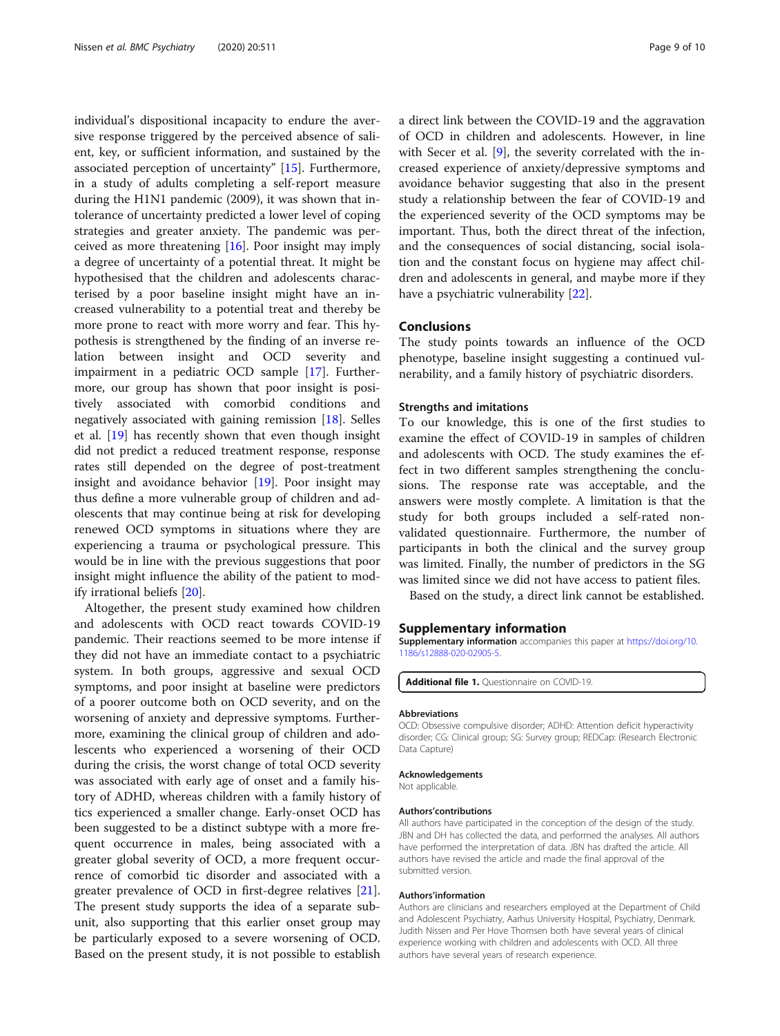individual's dispositional incapacity to endure the aversive response triggered by the perceived absence of salient, key, or sufficient information, and sustained by the associated perception of uncertainty" [15]. Furthermore, in a study of adults completing a self-report measure during the H1N1 pandemic (2009), it was shown that intolerance of uncertainty predicted a lower level of coping strategies and greater anxiety. The pandemic was perceived as more threatening [16]. Poor insight may imply a degree of uncertainty of a potential threat. It might be hypothesised that the children and adolescents characterised by a poor baseline insight might have an increased vulnerability to a potential treat and thereby be more prone to react with more worry and fear. This hypothesis is strengthened by the finding of an inverse relation between insight and OCD severity and impairment in a pediatric OCD sample [17]. Furthermore, our group has shown that poor insight is positively associated with comorbid conditions and negatively associated with gaining remission [18]. Selles et al. [19] has recently shown that even though insight did not predict a reduced treatment response, response rates still depended on the degree of post-treatment insight and avoidance behavior [19]. Poor insight may thus define a more vulnerable group of children and adolescents that may continue being at risk for developing renewed OCD symptoms in situations where they are experiencing a trauma or psychological pressure. This would be in line with the previous suggestions that poor insight might influence the ability of the patient to modify irrational beliefs [20].

Altogether, the present study examined how children and adolescents with OCD react towards COVID-19 pandemic. Their reactions seemed to be more intense if they did not have an immediate contact to a psychiatric system. In both groups, aggressive and sexual OCD symptoms, and poor insight at baseline were predictors of a poorer outcome both on OCD severity, and on the worsening of anxiety and depressive symptoms. Furthermore, examining the clinical group of children and adolescents who experienced a worsening of their OCD during the crisis, the worst change of total OCD severity was associated with early age of onset and a family history of ADHD, whereas children with a family history of tics experienced a smaller change. Early-onset OCD has been suggested to be a distinct subtype with a more frequent occurrence in males, being associated with a greater global severity of OCD, a more frequent occurrence of comorbid tic disorder and associated with a greater prevalence of OCD in first-degree relatives [21]. The present study supports the idea of a separate subunit, also supporting that this earlier onset group may be particularly exposed to a severe worsening of OCD. Based on the present study, it is not possible to establish a direct link between the COVID-19 and the aggravation of OCD in children and adolescents. However, in line with Secer et al. [9], the severity correlated with the increased experience of anxiety/depressive symptoms and avoidance behavior suggesting that also in the present study a relationship between the fear of COVID-19 and the experienced severity of the OCD symptoms may be important. Thus, both the direct threat of the infection, and the consequences of social distancing, social isolation and the constant focus on hygiene may affect children and adolescents in general, and maybe more if they have a psychiatric vulnerability [22].

## Conclusions

The study points towards an influence of the OCD phenotype, baseline insight suggesting a continued vulnerability, and a family history of psychiatric disorders.

### Strengths and imitations

To our knowledge, this is one of the first studies to examine the effect of COVID-19 in samples of children and adolescents with OCD. The study examines the effect in two different samples strengthening the conclusions. The response rate was acceptable, and the answers were mostly complete. A limitation is that the study for both groups included a self-rated non-validated questionnaire. Furthermore, the number of participants in both the clinical and the survey group was limited. Finally, the number of predictors in the SG was limited since we did not have access to patient files.

Based on the study, a direct link cannot be established.

## Supplementary information

**Supplementary information** accompanies this paper at https://doi.org/10.1186/s12888-020-02905-5.

**Additional file 1.** Questionnaire on COVID-19.

#### Abbreviations

OCD: Obsessive compulsive disorder; ADHD: Attention deficit hyperactivity disorder; CG: Clinical group; SG: Survey group; REDCap: (Research Electronic Data Capture)

#### Acknowledgements

Not applicable.

#### Authors'contributions

All authors have participated in the conception of the design of the study. JBN and DH has collected the data, and performed the analyses. All authors have performed the interpretation of data. JBN has drafted the article. All authors have revised the article and made the final approval of the submitted version.

#### Authors'information

Authors are clinicians and researchers employed at the Department of Child and Adolescent Psychiatry, Aarhus University Hospital, Psychiatry, Denmark. Judith Nissen and Per Hove Thomsen both have several years of clinical experience working with children and adolescents with OCD. All three authors have several years of research experience.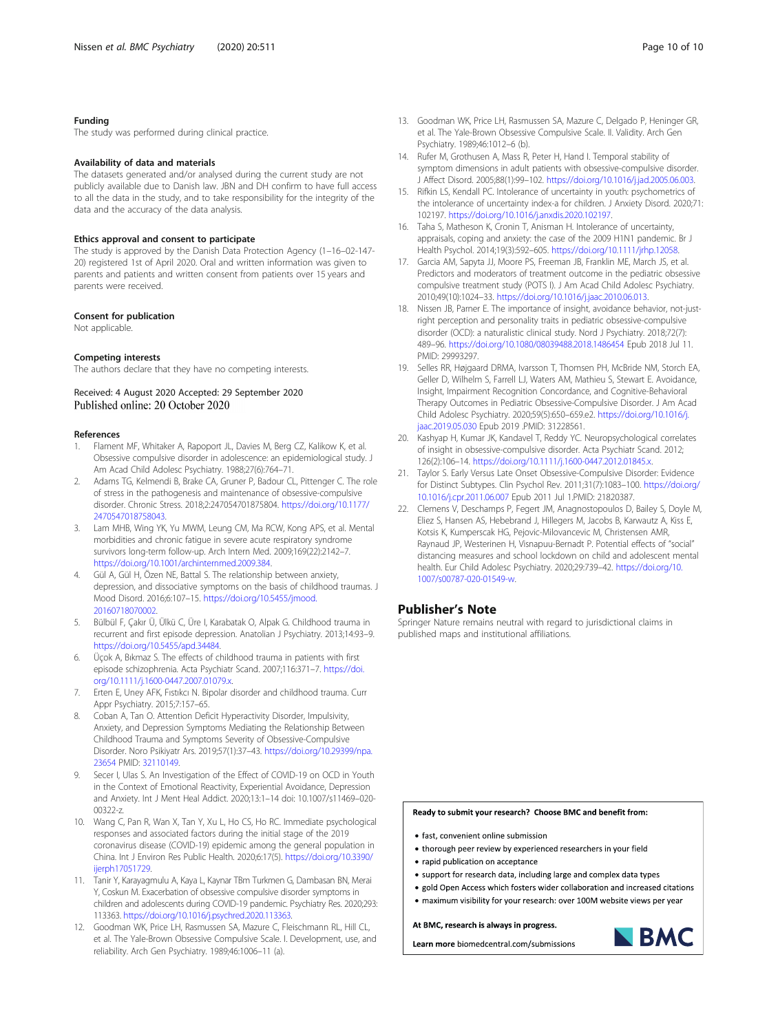### Funding

The study was performed during clinical practice.

### Availability of data and materials

The datasets generated and/or analysed during the current study are not publicly available due to Danish law. JBN and DH confirm to have full access to all the data in the study, and to take responsibility for the integrity of the data and the accuracy of the data analysis.

### Ethics approval and consent to participate

The study is approved by the Danish Data Protection Agency (1–16–02-147-20) registered 1st of April 2020. Oral and written information was given to parents and patients and written consent from patients over 15 years and parents were received.

### Consent for publication

Not applicable.

### Competing interests

The authors declare that they have no competing interests.

Received: 4 August 2020 Accepted: 29 September 2020
Published online: 20 October 2020

### References

1. Flament MF, Whitaker A, Rapoport JL, Davies M, Berg CZ, Kalikow K, et al. Obsessive compulsive disorder in adolescence: an epidemiological study. J Am Acad Child Adolesc Psychiatry. 1988;27(6):764–71.
2. Adams TG, Kelmendi B, Brake CA, Gruner P, Badour CL, Pittenger C. The role of stress in the pathogenesis and maintenance of obsessive-compulsive disorder. Chronic Stress. 2018;2:247054701875804. https://doi.org/10.1177/2470547018758043.
3. Lam MHB, Wing YK, Yu MWM, Leung CM, Ma RCW, Kong APS, et al. Mental morbidities and chronic fatigue in severe acute respiratory syndrome survivors long-term follow-up. Arch Intern Med. 2009;169(22):2142–7. https://doi.org/10.1001/archinternmed.2009.384.
4. Gül A, Gül H, Özen NE, Battal S. The relationship between anxiety, depression, and dissociative symptoms on the basis of childhood traumas. J Mood Disord. 2016;6:107–15. https://doi.org/10.5455/jmood.20160718070002.
5. Bülbül F, Çakır Ü, Ülkü C, Üre I, Karabatak O, Alpak G. Childhood trauma in recurrent and first episode depression. Anatolian J Psychiatry. 2013;14:93–9. https://doi.org/10.5455/apd.34484.
6. Üçok A, Bıkmaz S. The effects of childhood trauma in patients with first episode schizophrenia. Acta Psychiatr Scand. 2007;116:371–7. https://doi.org/10.1111/j.1600-0447.2007.01079.x.
7. Erten E, Uney AFK, Fıstıkcı N. Bipolar disorder and childhood trauma. Curr Appr Psychiatry. 2015;7:157–65.
8. Coban A, Tan O. Attention Deficit Hyperactivity Disorder, Impulsivity, Anxiety, and Depression Symptoms Mediating the Relationship Between Childhood Trauma and Symptoms Severity of Obsessive-Compulsive Disorder. Noro Psikiyatr Ars. 2019;57(1):37–43. https://doi.org/10.29399/npa.23654 PMID: 32110149.
9. Secer I, Ulas S. An Investigation of the Effect of COVID-19 on OCD in Youth in the Context of Emotional Reactivity, Experiential Avoidance, Depression and Anxiety. Int J Ment Heal Addict. 2020;13:1–14 doi: 10.1007/s11469–020-00322-z.
10. Wang C, Pan R, Wan X, Tan Y, Xu L, Ho CS, Ho RC. Immediate psychological responses and associated factors during the initial stage of the 2019 coronavirus disease (COVID-19) epidemic among the general population in China. Int J Environ Res Public Health. 2020;6:17(5). https://doi.org/10.3390/ijerph17051729.
11. Tanir Y, Karayagmulu A, Kaya L, Kaynar TBm Turkmen G, Dambasan BN, Merai Y, Coskun M. Exacerbation of obsessive compulsive disorder symptoms in children and adolescents during COVID-19 pandemic. Psychiatry Res. 2020;293:113363. https://doi.org/10.1016/j.psychres.2020.113363.
12. Goodman WK, Price LH, Rasmussen SA, Mazure C, Fleischmann RL, Hill CL, et al. The Yale-Brown Obsessive Compulsive Scale. I. Development, use, and reliability. Arch Gen Psychiatry. 1989;46:1006–11 (a).
13. Goodman WK, Price LH, Rasmussen SA, Mazure C, Delgado P, Heninger GR, et al. The Yale-Brown Obsessive Compulsive Scale. II. Validity. Arch Gen Psychiatry. 1989;46:1012–6 (b).
14. Rufer M, Grothusen A, Mass R, Peter H, Hand I. Temporal stability of symptom dimensions in adult patients with obsessive-compulsive disorder. J Affect Disord. 2005;88(1):99–102. https://doi.org/10.1016/j.jad.2005.06.003.
15. Rifkin LS, Kendall PC. Intolerance of uncertainty in youth: psychometrics of the intolerance of uncertainty index-a for children. J Anxiety Disord. 2020;71:102197. https://doi.org/10.1016/j.anxdis.2020.102197.
16. Taha S, Matheson K, Cronin T, Anisman H. Intolerance of uncertainty, appraisals, coping and anxiety: the case of the 2009 H1N1 pandemic. Br J Health Psychol. 2014;19(3):592–605. https://doi.org/10.1111/jrhp.12058.
17. Garcia AM, Sapyta JJ, Moore PS, Freeman JB, Franklin ME, March JS, et al. Predictors and moderators of treatment outcome in the pediatric obsessive compulsive treatment study (POTS I). J Am Acad Child Adolesc Psychiatry. 2010;49(10):1024–33. https://doi.org/10.1016/j.jaac.2010.06.013.
18. Nissen JB, Parner E. The importance of insight, avoidance behavior, not-just-right perception and personality traits in pediatric obsessive-compulsive disorder (OCD): a naturalistic clinical study. Nord J Psychiatry. 2018;72(7):489–96. https://doi.org/10.1080/08039488.2018.1486454 Epub 2018 Jul 11. PMID: 29993297.
19. Selles RR, Højgaard DRMA, Ivarsson T, Thomsen PH, McBride NM, Storch EA, Geller D, Wilhelm S, Farrell LJ, Waters AM, Mathieu S, Stewart E. Avoidance, Insight, Impairment Recognition Concordance, and Cognitive-Behavioral Therapy Outcomes in Pediatric Obsessive-Compulsive Disorder. J Am Acad Child Adolesc Psychiatry. 2020;59(5):650–659.e2. https://doi.org/10.1016/j.jaac.2019.05.030 Epub 2019 .PMID: 31228561.
20. Kashyap H, Kumar JK, Kandavel T, Reddy YC. Neuropsychological correlates of insight in obsessive-compulsive disorder. Acta Psychiatr Scand. 2012;126(2):106–14. https://doi.org/10.1111/j.1600-0447.2012.01845.x.
21. Taylor S. Early Versus Late Onset Obsessive-Compulsive Disorder: Evidence for Distinct Subtypes. Clin Psychol Rev. 2011;31(7):1083–100. https://doi.org/10.1016/j.cpr.2011.06.007 Epub 2011 Jul 1.PMID: 21820387.
22. Clemens V, Deschamps P, Fegert JM, Anagnostopoulos D, Bailey S, Doyle M, Eliez S, Hansen AS, Hebebrand J, Hillegers M, Jacobs B, Karwautz A, Kiss E, Kotsis K, Kumperscak HG, Pejovic-Milovancevic M, Christensen AMR, Raynaud JP, Westerinen H, Visnapuu-Bernadt P. Potential effects of "social" distancing measures and school lockdown on child and adolescent mental health. Eur Child Adolesc Psychiatry. 2020;29:739–42. https://doi.org/10.1007/s00787-020-01549-w.

## Publisher's Note

Springer Nature remains neutral with regard to jurisdictional claims in published maps and institutional affiliations.

**Ready to submit your research? Choose BMC and benefit from:**

- fast, convenient online submission
- thorough peer review by experienced researchers in your field
- rapid publication on acceptance
- support for research data, including large and complex data types
- gold Open Access which fosters wider collaboration and increased citations
- maximum visibility for your research: over 100M website views per year

**At BMC, research is always in progress.**

**Learn more** biomedcentral.com/submissions